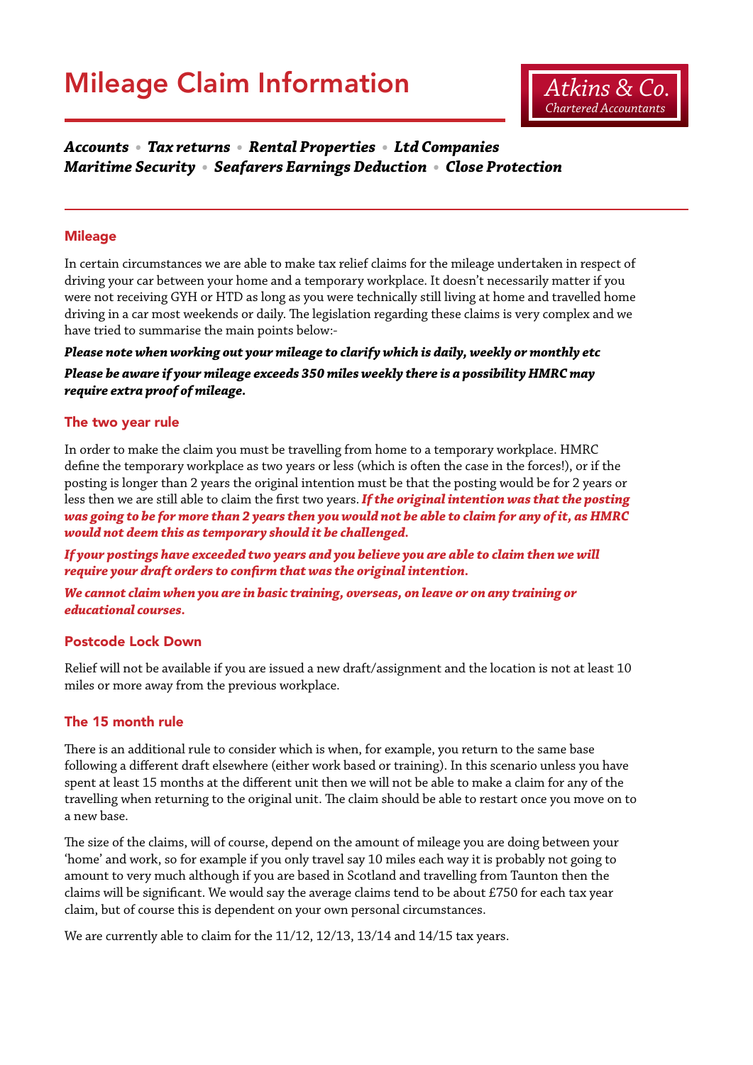# Mileage Claim Information

**Atkins & Co.**
*Chartered Accountants*

***Accounts • Tax returns • Rental Properties • Ltd Companies***
***Maritime Security • Seafarers Earnings Deduction • Close Protection***

## Mileage

In certain circumstances we are able to make tax relief claims for the mileage undertaken in respect of driving your car between your home and a temporary workplace. It doesn't necessarily matter if you were not receiving GYH or HTD as long as you were technically still living at home and travelled home driving in a car most weekends or daily. The legislation regarding these claims is very complex and we have tried to summarise the main points below:-

***Please note when working out your mileage to clarify which is daily, weekly or monthly etc***

***Please be aware if your mileage exceeds 350 miles weekly there is a possibility HMRC may require extra proof of mileage.***

## The two year rule

In order to make the claim you must be travelling from home to a temporary workplace. HMRC define the temporary workplace as two years or less (which is often the case in the forces!), or if the posting is longer than 2 years the original intention must be that the posting would be for 2 years or less then we are still able to claim the first two years. ***If the original intention was that the posting was going to be for more than 2 years then you would not be able to claim for any of it, as HMRC would not deem this as temporary should it be challenged.***

***If your postings have exceeded two years and you believe you are able to claim then we will require your draft orders to confirm that was the original intention.***

***We cannot claim when you are in basic training, overseas, on leave or on any training or educational courses.***

## Postcode Lock Down

Relief will not be available if you are issued a new draft/assignment and the location is not at least 10 miles or more away from the previous workplace.

## The 15 month rule

There is an additional rule to consider which is when, for example, you return to the same base following a different draft elsewhere (either work based or training). In this scenario unless you have spent at least 15 months at the different unit then we will not be able to make a claim for any of the travelling when returning to the original unit. The claim should be able to restart once you move on to a new base.

The size of the claims, will of course, depend on the amount of mileage you are doing between your 'home' and work, so for example if you only travel say 10 miles each way it is probably not going to amount to very much although if you are based in Scotland and travelling from Taunton then the claims will be significant. We would say the average claims tend to be about £750 for each tax year claim, but of course this is dependent on your own personal circumstances.

We are currently able to claim for the 11/12, 12/13, 13/14 and 14/15 tax years.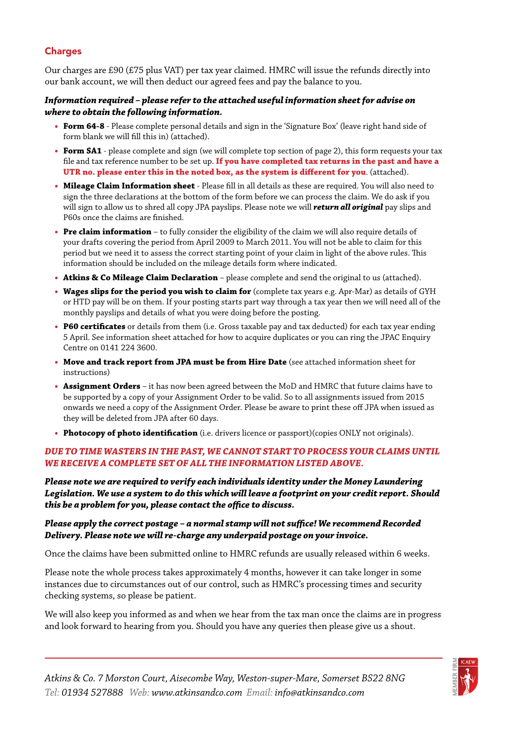## Charges

Our charges are £90 (£75 plus VAT) per tax year claimed. HMRC will issue the refunds directly into our bank account, we will then deduct our agreed fees and pay the balance to you.

***Information required – please refer to the attached useful information sheet for advise on where to obtain the following information.***

- **Form 64-8** - Please complete personal details and sign in the 'Signature Box' (leave right hand side of form blank we will fill this in) (attached).
- **Form SA1** - please complete and sign (we will complete top section of page 2), this form requests your tax file and tax reference number to be set up. **If you have completed tax returns in the past and have a UTR no. please enter this in the noted box, as the system is different for you.** (attached).
- **Mileage Claim Information sheet** - Please fill in all details as these are required. You will also need to sign the three declarations at the bottom of the form before we can process the claim. We do ask if you will sign to allow us to shred all copy JPA payslips. Please note we will ***return all original*** pay slips and P60s once the claims are finished.
- **Pre claim information** – to fully consider the eligibility of the claim we will also require details of your drafts covering the period from April 2009 to March 2011. You will not be able to claim for this period but we need it to assess the correct starting point of your claim in light of the above rules. This information should be included on the mileage details form where indicated.
- **Atkins & Co Mileage Claim Declaration** – please complete and send the original to us (attached).
- **Wages slips for the period you wish to claim for** (complete tax years e.g. Apr-Mar) as details of GYH or HTD pay will be on them. If your posting starts part way through a tax year then we will need all of the monthly payslips and details of what you were doing before the posting.
- **P60 certificates** or details from them (i.e. Gross taxable pay and tax deducted) for each tax year ending 5 April. See information sheet attached for how to acquire duplicates or you can ring the JPAC Enquiry Centre on 0141 224 3600.
- **Move and track report from JPA must be from Hire Date** (see attached information sheet for instructions)
- **Assignment Orders** – it has now been agreed between the MoD and HMRC that future claims have to be supported by a copy of your Assignment Order to be valid. So to all assignments issued from 2015 onwards we need a copy of the Assignment Order. Please be aware to print these off JPA when issued as they will be deleted from JPA after 60 days.
- **Photocopy of photo identification** (i.e. drivers licence or passport)(copies ONLY not originals).

***DUE TO TIME WASTERS IN THE PAST, WE CANNOT START TO PROCESS YOUR CLAIMS UNTIL WE RECEIVE A COMPLETE SET OF ALL THE INFORMATION LISTED ABOVE.***

***Please note we are required to verify each individuals identity under the Money Laundering Legislation. We use a system to do this which will leave a footprint on your credit report. Should this be a problem for you, please contact the office to discuss.***

***Please apply the correct postage – a normal stamp will not suffice! We recommend Recorded Delivery. Please note we will re-charge any underpaid postage on your invoice.***

Once the claims have been submitted online to HMRC refunds are usually released within 6 weeks.

Please note the whole process takes approximately 4 months, however it can take longer in some instances due to circumstances out of our control, such as HMRC's processing times and security checking systems, so please be patient.

We will also keep you informed as and when we hear from the tax man once the claims are in progress and look forward to hearing from you. Should you have any queries then please give us a shout.

*Atkins & Co. 7 Morston Court, Aisecombe Way, Weston-super-Mare, Somerset BS22 8NG*
*Tel: 01934 527888 Web: www.atkinsandco.com Email: info@atkinsandco.com*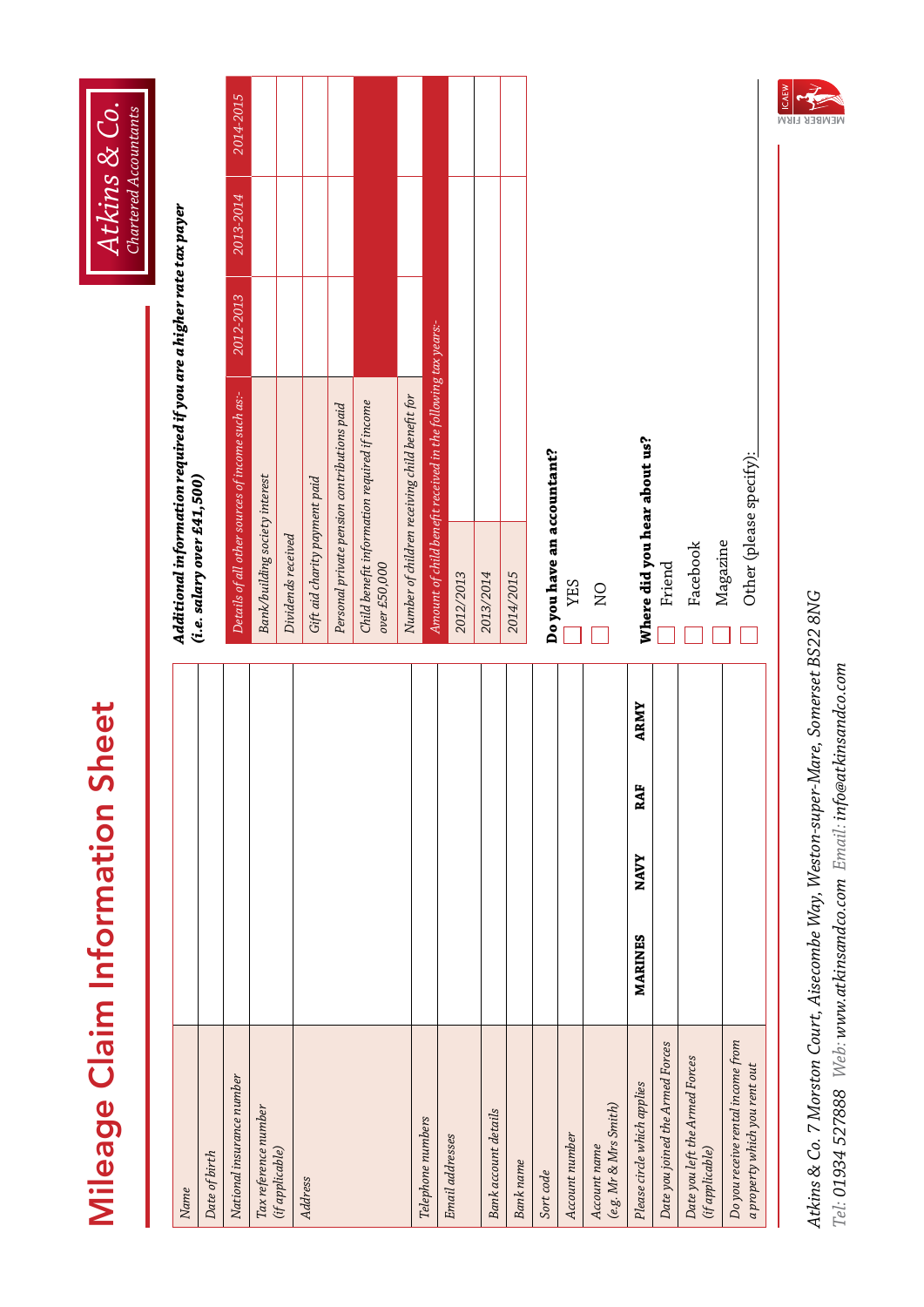# Mileage Claim Information Sheet

**Atkins & Co.** Chartered Accountants

| | |
|---|---|
| *Name* | |
| *Date of birth* | |
| *National insurance number* | |
| *Tax reference number (if applicable)* | |
| *Address* | |
| *Telephone numbers* | |
| *Email addresses* | |
| *Bank account details* | |
| *Bank name* | |
| *Sort code* | |
| *Account number* | |
| *Account name (e.g. Mr & Mrs Smith)* | |
| *Please circle which applies* | **MARINES** **NAVY** **RAF** **ARMY** |
| *Date you joined the Armed Forces* | |
| *Date you left the Armed Forces (if applicable)* | |
| *Do you receive rental income from a property which you rent out* | |

***Additional information required if you are a higher rate tax payer (i.e. salary over £41,500)***

| *Details of all other sources of income such as:-* | *2012-2013* | *2013-2014* | *2014-2015* |
|---|---|---|---|
| *Bank/building society interest* | | | |
| *Dividends received* | | | |
| *Gift aid charity payment paid* | | | |
| *Personal private pension contributions paid* | | | |
| *Child benefit information required if income over £50,000* | | | |
| *Number of children receiving child benefit for* | | | |
| *Amount of child benefit received in the following tax years:-* | | | |
| *2012/2013* | | | |
| *2013/2014* | | | |
| *2014/2015* | | | |

**Do you have an accountant?**

- ☐ YES
- ☐ NO

**Where did you hear about us?**

- ☐ Friend
- ☐ Facebook
- ☐ Magazine
- ☐ Other (please specify):

*Atkins & Co. 7 Morston Court, Aisecombe Way, Weston-super-Mare, Somerset BS22 8NG*

*Tel: 01934 527888 Web: www.atkinsandco.com Email: info@atkinsandco.com*

ICAEW MEMBER FIRM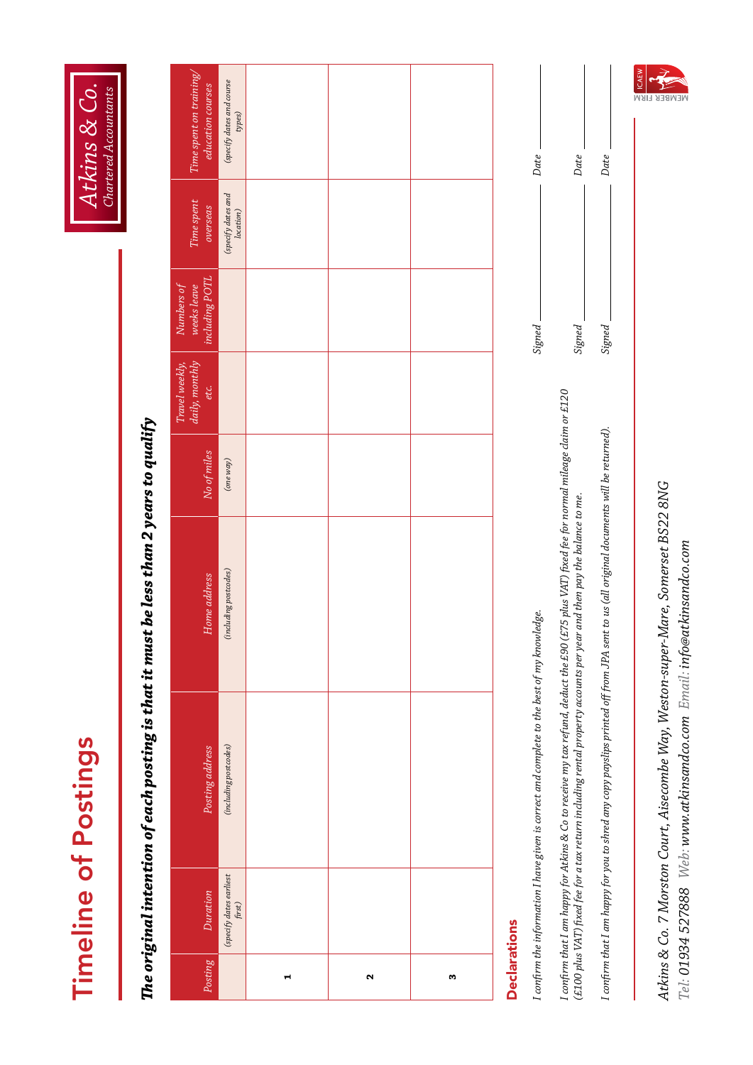# Timeline of Postings

***The original intention of each posting is that it must be less than 2 years to qualify***

| Posting | Duration | Posting address | Home address | No of miles | Travel weekly, daily, monthly etc. | Numbers of weeks leave including POTL | Time spent overseas | Time spent on training/ education courses |
|---|---|---|---|---|---|---|---|---|
| | *(specify dates earliest first)* | *(including postcodes)* | *(including postcodes)* | *(one way)* | | | *(specify dates and location)* | *(specify dates and course types)* |
| 1 | | | | | | | | |
| 2 | | | | | | | | |
| 3 | | | | | | | | |

## Declarations

*I confirm the information I have given is correct and complete to the best of my knowledge.*

*Signed* ______________ *Date* ______________

*I confirm that I am happy for Atkins & Co to receive my tax refund, deduct the £90 (£75 plus VAT) fixed fee for normal mileage claim or £120 (£100 plus VAT) fixed fee for a tax return including rental property accounts per year and then pay the balance to me.*

*Signed* ______________ *Date* ______________

*I confirm that I am happy for you to shred any copy payslips printed off from JPA sent to us (all original documents will be returned).*

*Signed* ______________ *Date* ______________

*Atkins & Co. 7 Morston Court, Aisecombe Way, Weston-super-Mare, Somerset BS22 8NG*
*Tel: 01934 527888 Web: www.atkinsandco.com Email: info@atkinsandco.com*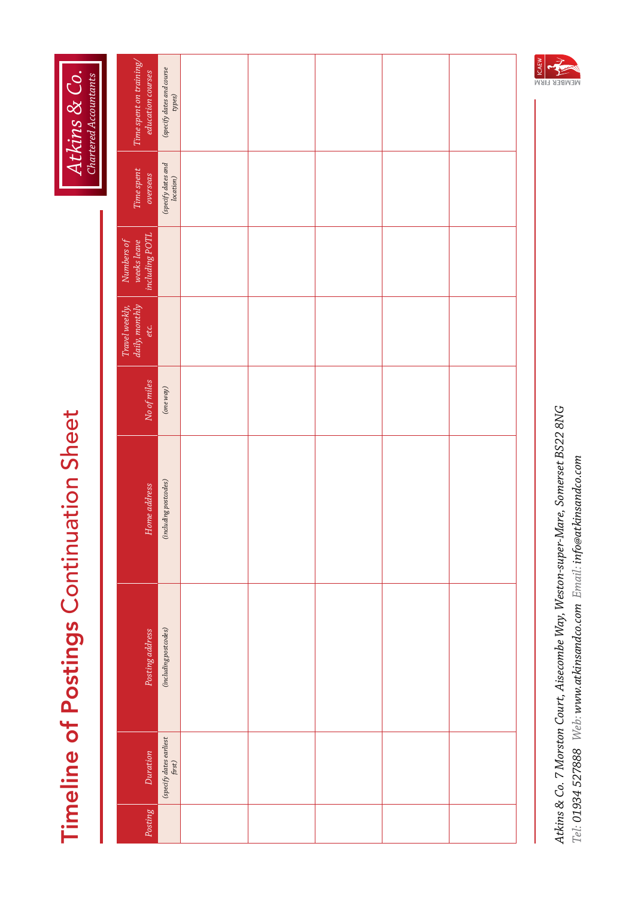# Timeline of Postings Continuation Sheet

**Atkins & Co.**
*Chartered Accountants*

| Posting | Duration | Posting address | Home address | No of miles | Travel weekly, daily, monthly etc. | Numbers of weeks leave including POTL | Time spent overseas | Time spent on training/ education courses |
|---|---|---|---|---|---|---|---|---|
| | *(specify dates earliest first)* | *(including postcodes)* | *(including postcodes)* | *(one way)* | | | *(specify dates and location)* | *(specify dates and course types)* |
| | | | | | | | | |
| | | | | | | | | |
| | | | | | | | | |
| | | | | | | | | |
| | | | | | | | | |

*Atkins & Co. 7 Morston Court, Aisecombe Way, Weston-super-Mare, Somerset BS22 8NG*
*Tel: 01934 527888 Web: www.atkinsandco.com Email: info@atkinsandco.com*

ICAEW MEMBER FIRM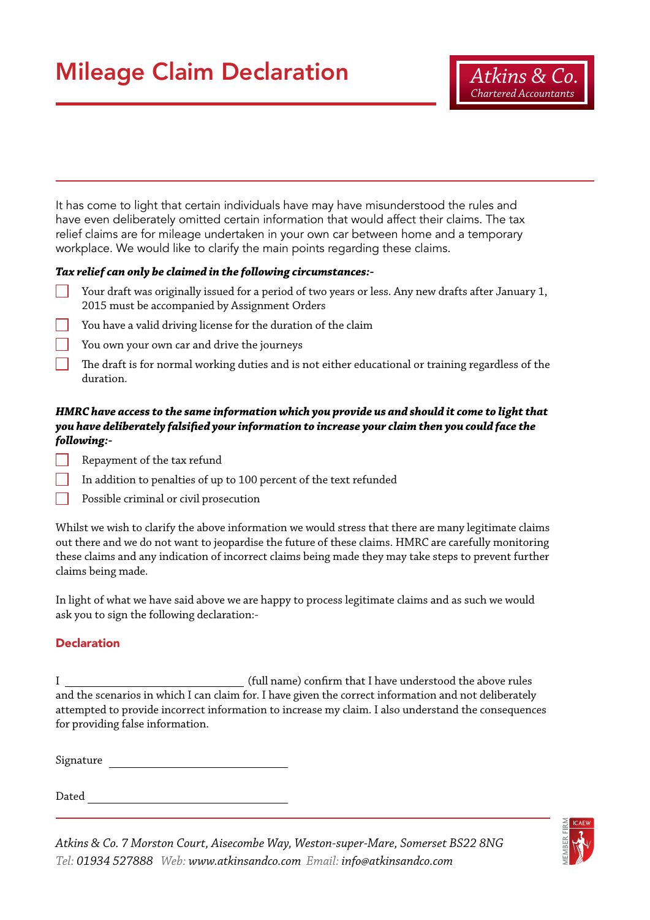# Mileage Claim Declaration

Atkins & Co.
*Chartered Accountants*

It has come to light that certain individuals have may have misunderstood the rules and have even deliberately omitted certain information that would affect their claims. The tax relief claims are for mileage undertaken in your own car between home and a temporary workplace. We would like to clarify the main points regarding these claims.

***Tax relief can only be claimed in the following circumstances:-***

- ☐ Your draft was originally issued for a period of two years or less. Any new drafts after January 1, 2015 must be accompanied by Assignment Orders
- ☐ You have a valid driving license for the duration of the claim
- ☐ You own your own car and drive the journeys
- ☐ The draft is for normal working duties and is not either educational or training regardless of the duration.

***HMRC have access to the same information which you provide us and should it come to light that you have deliberately falsified your information to increase your claim then you could face the following:-***

- ☐ Repayment of the tax refund
- ☐ In addition to penalties of up to 100 percent of the text refunded
- ☐ Possible criminal or civil prosecution

Whilst we wish to clarify the above information we would stress that there are many legitimate claims out there and we do not want to jeopardise the future of these claims. HMRC are carefully monitoring these claims and any indication of incorrect claims being made they may take steps to prevent further claims being made.

In light of what we have said above we are happy to process legitimate claims and as such we would ask you to sign the following declaration:-

## Declaration

I \_\_\_\_\_\_\_\_\_\_\_\_\_\_\_\_\_\_\_\_\_\_\_\_\_\_\_\_\_\_ (full name) confirm that I have understood the above rules and the scenarios in which I can claim for. I have given the correct information and not deliberately attempted to provide incorrect information to increase my claim. I also understand the consequences for providing false information.

Signature \_\_\_\_\_\_\_\_\_\_\_\_\_\_\_\_\_\_\_\_\_\_\_\_\_\_\_\_\_\_

Dated \_\_\_\_\_\_\_\_\_\_\_\_\_\_\_\_\_\_\_\_\_\_\_\_\_\_\_\_\_\_

*Atkins & Co. 7 Morston Court, Aisecombe Way, Weston-super-Mare, Somerset BS22 8NG*
*Tel: 01934 527888 Web: www.atkinsandco.com Email: info@atkinsandco.com*

MEMBER FIRM ICAEW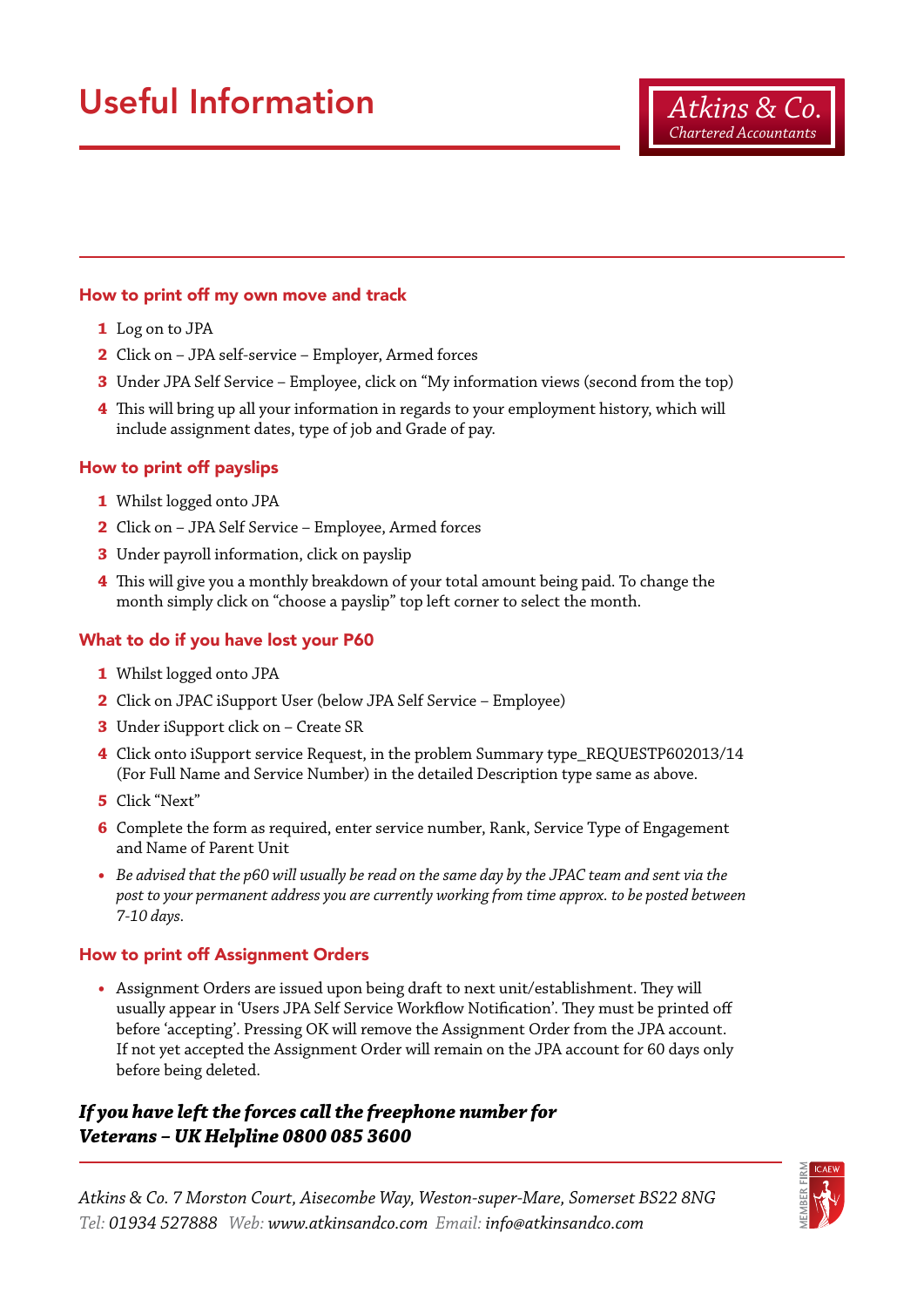# Useful Information

Atkins & Co.
Chartered Accountants

### How to print off my own move and track

1. Log on to JPA
2. Click on – JPA self-service – Employer, Armed forces
3. Under JPA Self Service – Employee, click on "My information views (second from the top)
4. This will bring up all your information in regards to your employment history, which will include assignment dates, type of job and Grade of pay.

### How to print off payslips

1. Whilst logged onto JPA
2. Click on – JPA Self Service – Employee, Armed forces
3. Under payroll information, click on payslip
4. This will give you a monthly breakdown of your total amount being paid. To change the month simply click on "choose a payslip" top left corner to select the month.

### What to do if you have lost your P60

1. Whilst logged onto JPA
2. Click on JPAC iSupport User (below JPA Self Service – Employee)
3. Under iSupport click on – Create SR
4. Click onto iSupport service Request, in the problem Summary type_REQUESTP602013/14 (For Full Name and Service Number) in the detailed Description type same as above.
5. Click "Next"
6. Complete the form as required, enter service number, Rank, Service Type of Engagement and Name of Parent Unit

- *Be advised that the p60 will usually be read on the same day by the JPAC team and sent via the post to your permanent address you are currently working from time approx. to be posted between 7-10 days.*

### How to print off Assignment Orders

- Assignment Orders are issued upon being draft to next unit/establishment. They will usually appear in 'Users JPA Self Service Workflow Notification'. They must be printed off before 'accepting'. Pressing OK will remove the Assignment Order from the JPA account. If not yet accepted the Assignment Order will remain on the JPA account for 60 days only before being deleted.

***If you have left the forces call the freephone number for Veterans – UK Helpline 0800 085 3600***

*Atkins & Co. 7 Morston Court, Aisecombe Way, Weston-super-Mare, Somerset BS22 8NG*
*Tel: 01934 527888 Web: www.atkinsandco.com Email: info@atkinsandco.com*

MEMBER FIRM ICAEW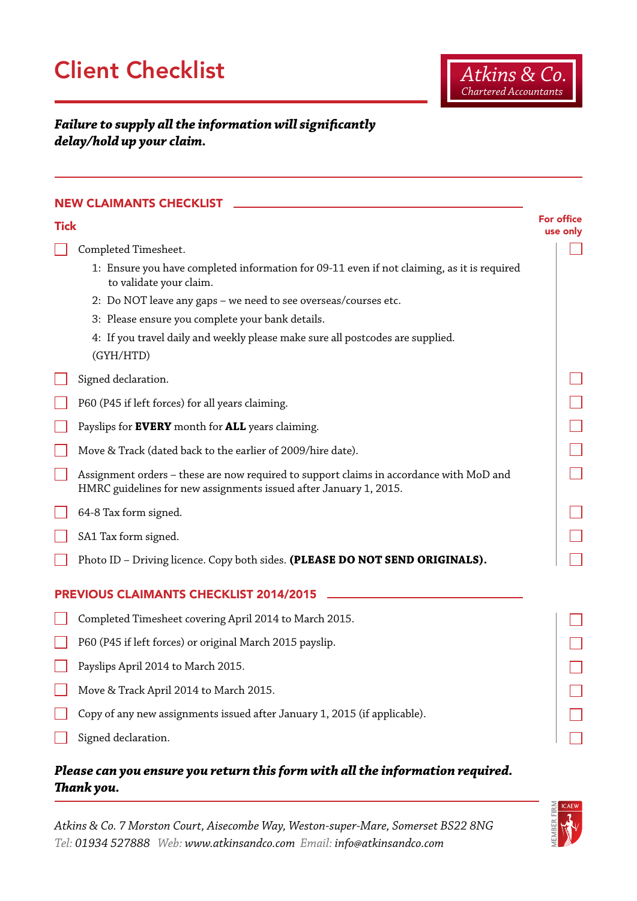# Client Checklist

**Atkins & Co.**
*Chartered Accountants*

***Failure to supply all the information will significantly delay/hold up your claim.***

## NEW CLAIMANTS CHECKLIST

**Tick** | **For office use only**

- [ ] Completed Timesheet.
  1: Ensure you have completed information for 09-11 even if not claiming, as it is required to validate your claim.
  2: Do NOT leave any gaps – we need to see overseas/courses etc.
  3: Please ensure you complete your bank details.
  4: If you travel daily and weekly please make sure all postcodes are supplied.
  (GYH/HTD)
- [ ] Signed declaration.
- [ ] P60 (P45 if left forces) for all years claiming.
- [ ] Payslips for **EVERY** month for **ALL** years claiming.
- [ ] Move & Track (dated back to the earlier of 2009/hire date).
- [ ] Assignment orders – these are now required to support claims in accordance with MoD and HMRC guidelines for new assignments issued after January 1, 2015.
- [ ] 64-8 Tax form signed.
- [ ] SA1 Tax form signed.
- [ ] Photo ID – Driving licence. Copy both sides. **(PLEASE DO NOT SEND ORIGINALS).**

## PREVIOUS CLAIMANTS CHECKLIST 2014/2015

- [ ] Completed Timesheet covering April 2014 to March 2015.
- [ ] P60 (P45 if left forces) or original March 2015 payslip.
- [ ] Payslips April 2014 to March 2015.
- [ ] Move & Track April 2014 to March 2015.
- [ ] Copy of any new assignments issued after January 1, 2015 (if applicable).
- [ ] Signed declaration.

***Please can you ensure you return this form with all the information required. Thank you.***

*Atkins & Co. 7 Morston Court, Aisecombe Way, Weston-super-Mare, Somerset BS22 8NG*
*Tel: 01934 527888 Web: www.atkinsandco.com Email: info@atkinsandco.com*

MEMBER FIRM ICAEW